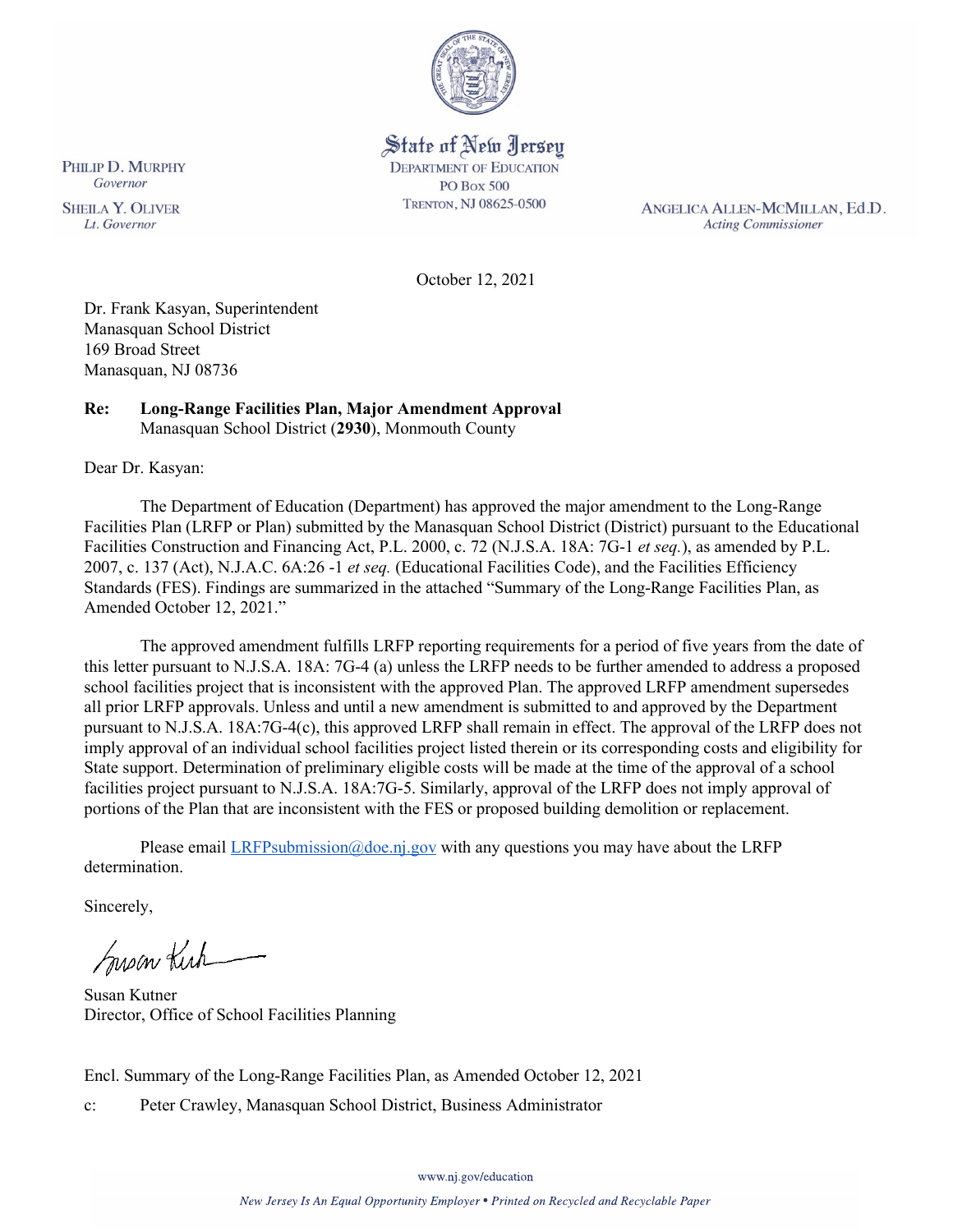State of New Jersey
DEPARTMENT OF EDUCATION
PO Box 500
TRENTON, NJ 08625-0500

PHILIP D. MURPHY
*Governor*

SHEILA Y. OLIVER
*Lt. Governor*

ANGELICA ALLEN-MCMILLAN, Ed.D.
*Acting Commissioner*

October 12, 2021

Dr. Frank Kasyan, Superintendent
Manasquan School District
169 Broad Street
Manasquan, NJ 08736

**Re: Long-Range Facilities Plan, Major Amendment Approval**
Manasquan School District (**2930**), Monmouth County

Dear Dr. Kasyan:

The Department of Education (Department) has approved the major amendment to the Long-Range Facilities Plan (LRFP or Plan) submitted by the Manasquan School District (District) pursuant to the Educational Facilities Construction and Financing Act, P.L. 2000, c. 72 (N.J.S.A. 18A: 7G-1 *et seq.*), as amended by P.L. 2007, c. 137 (Act), N.J.A.C. 6A:26 -1 *et seq.* (Educational Facilities Code), and the Facilities Efficiency Standards (FES). Findings are summarized in the attached "Summary of the Long-Range Facilities Plan, as Amended October 12, 2021."

The approved amendment fulfills LRFP reporting requirements for a period of five years from the date of this letter pursuant to N.J.S.A. 18A: 7G-4 (a) unless the LRFP needs to be further amended to address a proposed school facilities project that is inconsistent with the approved Plan. The approved LRFP amendment supersedes all prior LRFP approvals. Unless and until a new amendment is submitted to and approved by the Department pursuant to N.J.S.A. 18A:7G-4(c), this approved LRFP shall remain in effect. The approval of the LRFP does not imply approval of an individual school facilities project listed therein or its corresponding costs and eligibility for State support. Determination of preliminary eligible costs will be made at the time of the approval of a school facilities project pursuant to N.J.S.A. 18A:7G-5. Similarly, approval of the LRFP does not imply approval of portions of the Plan that are inconsistent with the FES or proposed building demolition or replacement.

Please email LRFPsubmission@doe.nj.gov with any questions you may have about the LRFP determination.

Sincerely,

Susan Kutner
Director, Office of School Facilities Planning

Encl. Summary of the Long-Range Facilities Plan, as Amended October 12, 2021

c: Peter Crawley, Manasquan School District, Business Administrator

www.nj.gov/education

*New Jersey Is An Equal Opportunity Employer • Printed on Recycled and Recyclable Paper*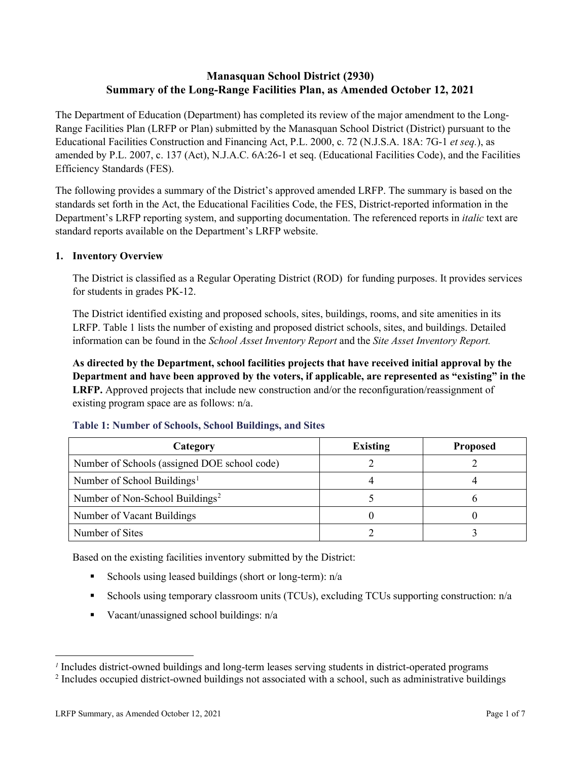# Manasquan School District (2930)
# Summary of the Long-Range Facilities Plan, as Amended October 12, 2021

The Department of Education (Department) has completed its review of the major amendment to the Long-Range Facilities Plan (LRFP or Plan) submitted by the Manasquan School District (District) pursuant to the Educational Facilities Construction and Financing Act, P.L. 2000, c. 72 (N.J.S.A. 18A: 7G-1 *et seq.*), as amended by P.L. 2007, c. 137 (Act), N.J.A.C. 6A:26-1 et seq. (Educational Facilities Code), and the Facilities Efficiency Standards (FES).

The following provides a summary of the District's approved amended LRFP. The summary is based on the standards set forth in the Act, the Educational Facilities Code, the FES, District-reported information in the Department's LRFP reporting system, and supporting documentation. The referenced reports in *italic* text are standard reports available on the Department's LRFP website.

## 1. Inventory Overview

The District is classified as a Regular Operating District (ROD) for funding purposes. It provides services for students in grades PK-12.

The District identified existing and proposed schools, sites, buildings, rooms, and site amenities in its LRFP. Table 1 lists the number of existing and proposed district schools, sites, and buildings. Detailed information can be found in the *School Asset Inventory Report* and the *Site Asset Inventory Report.*

**As directed by the Department, school facilities projects that have received initial approval by the Department and have been approved by the voters, if applicable, are represented as "existing" in the LRFP.** Approved projects that include new construction and/or the reconfiguration/reassignment of existing program space are as follows: n/a.

### Table 1: Number of Schools, School Buildings, and Sites

| Category | Existing | Proposed |
|---|---|---|
| Number of Schools (assigned DOE school code) | 2 | 2 |
| Number of School Buildings[1] | 4 | 4 |
| Number of Non-School Buildings[2] | 5 | 6 |
| Number of Vacant Buildings | 0 | 0 |
| Number of Sites | 2 | 3 |

Based on the existing facilities inventory submitted by the District:

- Schools using leased buildings (short or long-term): n/a
- Schools using temporary classroom units (TCUs), excluding TCUs supporting construction: n/a
- Vacant/unassigned school buildings: n/a

[1] Includes district-owned buildings and long-term leases serving students in district-operated programs

[2] Includes occupied district-owned buildings not associated with a school, such as administrative buildings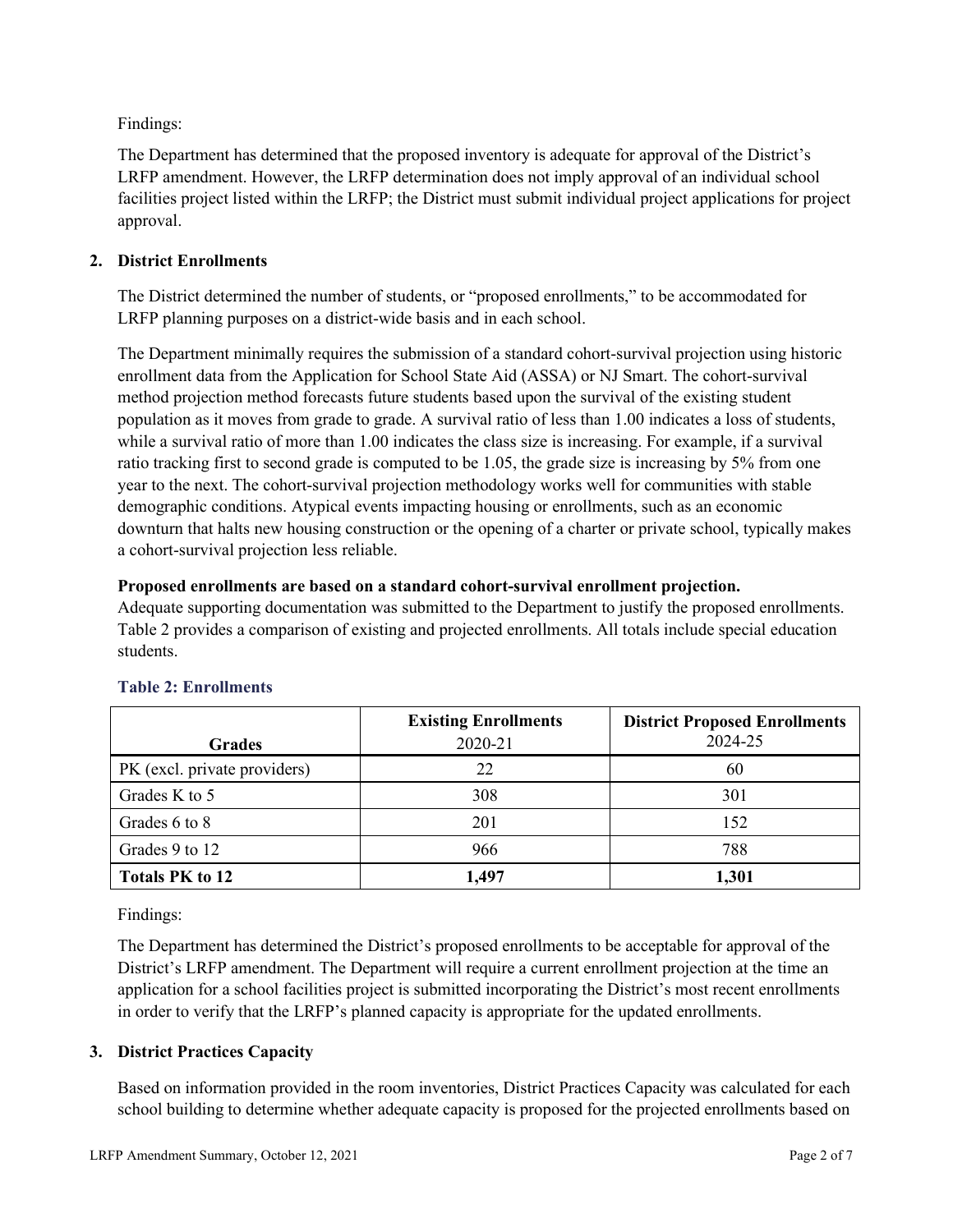Findings:

The Department has determined that the proposed inventory is adequate for approval of the District's LRFP amendment. However, the LRFP determination does not imply approval of an individual school facilities project listed within the LRFP; the District must submit individual project applications for project approval.

## 2. District Enrollments

The District determined the number of students, or "proposed enrollments," to be accommodated for LRFP planning purposes on a district-wide basis and in each school.

The Department minimally requires the submission of a standard cohort-survival projection using historic enrollment data from the Application for School State Aid (ASSA) or NJ Smart. The cohort-survival method projection method forecasts future students based upon the survival of the existing student population as it moves from grade to grade. A survival ratio of less than 1.00 indicates a loss of students, while a survival ratio of more than 1.00 indicates the class size is increasing. For example, if a survival ratio tracking first to second grade is computed to be 1.05, the grade size is increasing by 5% from one year to the next. The cohort-survival projection methodology works well for communities with stable demographic conditions. Atypical events impacting housing or enrollments, such as an economic downturn that halts new housing construction or the opening of a charter or private school, typically makes a cohort-survival projection less reliable.

**Proposed enrollments are based on a standard cohort-survival enrollment projection.**
Adequate supporting documentation was submitted to the Department to justify the proposed enrollments. Table 2 provides a comparison of existing and projected enrollments. All totals include special education students.

### Table 2: Enrollments

| Grades | Existing Enrollments 2020-21 | District Proposed Enrollments 2024-25 |
|---|---|---|
| PK (excl. private providers) | 22 | 60 |
| Grades K to 5 | 308 | 301 |
| Grades 6 to 8 | 201 | 152 |
| Grades 9 to 12 | 966 | 788 |
| **Totals PK to 12** | **1,497** | **1,301** |

Findings:

The Department has determined the District's proposed enrollments to be acceptable for approval of the District's LRFP amendment. The Department will require a current enrollment projection at the time an application for a school facilities project is submitted incorporating the District's most recent enrollments in order to verify that the LRFP's planned capacity is appropriate for the updated enrollments.

## 3. District Practices Capacity

Based on information provided in the room inventories, District Practices Capacity was calculated for each school building to determine whether adequate capacity is proposed for the projected enrollments based on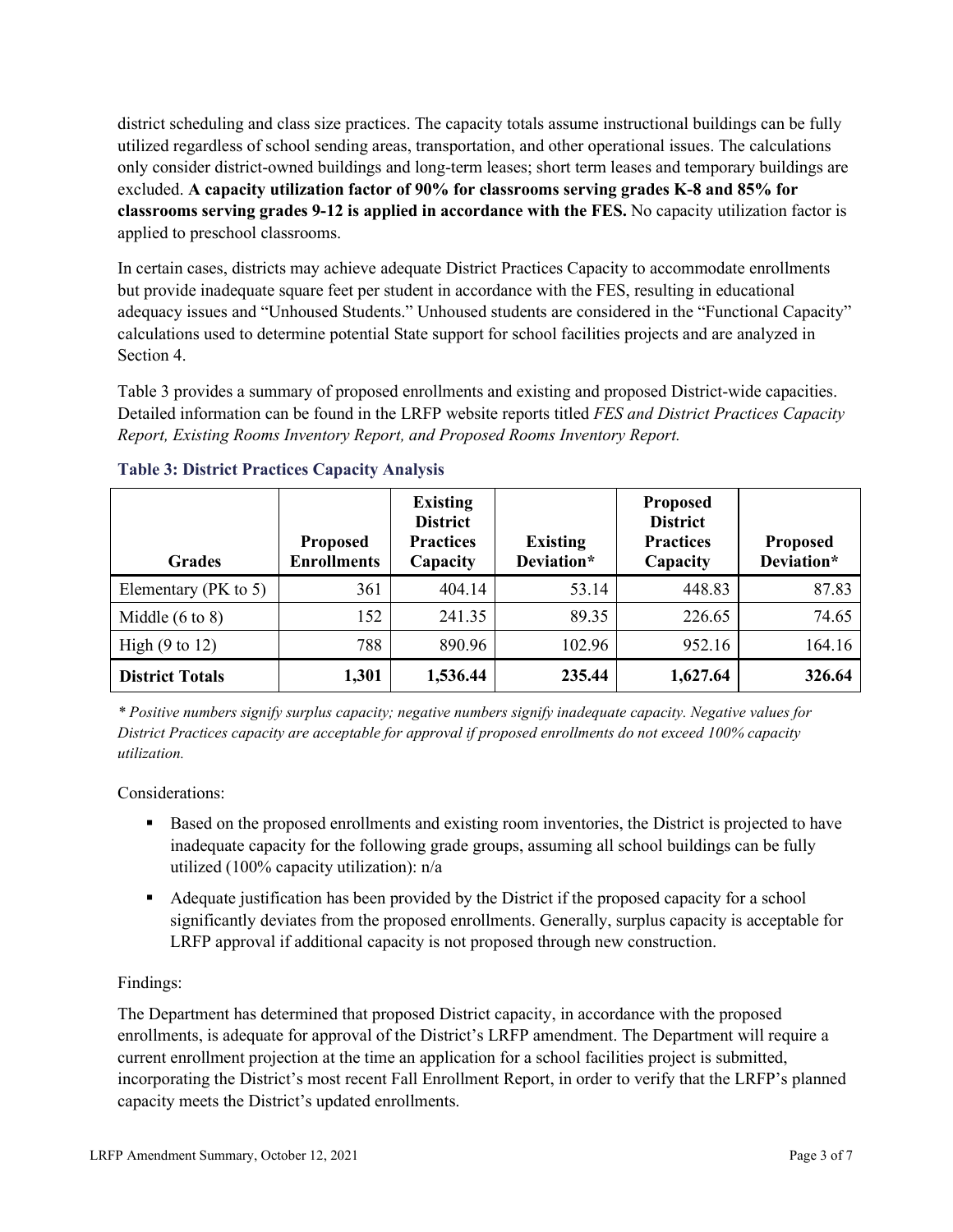district scheduling and class size practices. The capacity totals assume instructional buildings can be fully utilized regardless of school sending areas, transportation, and other operational issues. The calculations only consider district-owned buildings and long-term leases; short term leases and temporary buildings are excluded. **A capacity utilization factor of 90% for classrooms serving grades K-8 and 85% for classrooms serving grades 9-12 is applied in accordance with the FES.** No capacity utilization factor is applied to preschool classrooms.

In certain cases, districts may achieve adequate District Practices Capacity to accommodate enrollments but provide inadequate square feet per student in accordance with the FES, resulting in educational adequacy issues and "Unhoused Students." Unhoused students are considered in the "Functional Capacity" calculations used to determine potential State support for school facilities projects and are analyzed in Section 4.

Table 3 provides a summary of proposed enrollments and existing and proposed District-wide capacities. Detailed information can be found in the LRFP website reports titled *FES and District Practices Capacity Report, Existing Rooms Inventory Report, and Proposed Rooms Inventory Report.*

### Table 3: District Practices Capacity Analysis

| Grades | Proposed Enrollments | Existing District Practices Capacity | Existing Deviation* | Proposed District Practices Capacity | Proposed Deviation* |
|---|---|---|---|---|---|
| Elementary (PK to 5) | 361 | 404.14 | 53.14 | 448.83 | 87.83 |
| Middle (6 to 8) | 152 | 241.35 | 89.35 | 226.65 | 74.65 |
| High (9 to 12) | 788 | 890.96 | 102.96 | 952.16 | 164.16 |
| **District Totals** | **1,301** | **1,536.44** | **235.44** | **1,627.64** | **326.64** |

*\* Positive numbers signify surplus capacity; negative numbers signify inadequate capacity. Negative values for District Practices capacity are acceptable for approval if proposed enrollments do not exceed 100% capacity utilization.*

Considerations:

- Based on the proposed enrollments and existing room inventories, the District is projected to have inadequate capacity for the following grade groups, assuming all school buildings can be fully utilized (100% capacity utilization): n/a
- Adequate justification has been provided by the District if the proposed capacity for a school significantly deviates from the proposed enrollments. Generally, surplus capacity is acceptable for LRFP approval if additional capacity is not proposed through new construction.

Findings:

The Department has determined that proposed District capacity, in accordance with the proposed enrollments, is adequate for approval of the District's LRFP amendment. The Department will require a current enrollment projection at the time an application for a school facilities project is submitted, incorporating the District's most recent Fall Enrollment Report, in order to verify that the LRFP's planned capacity meets the District's updated enrollments.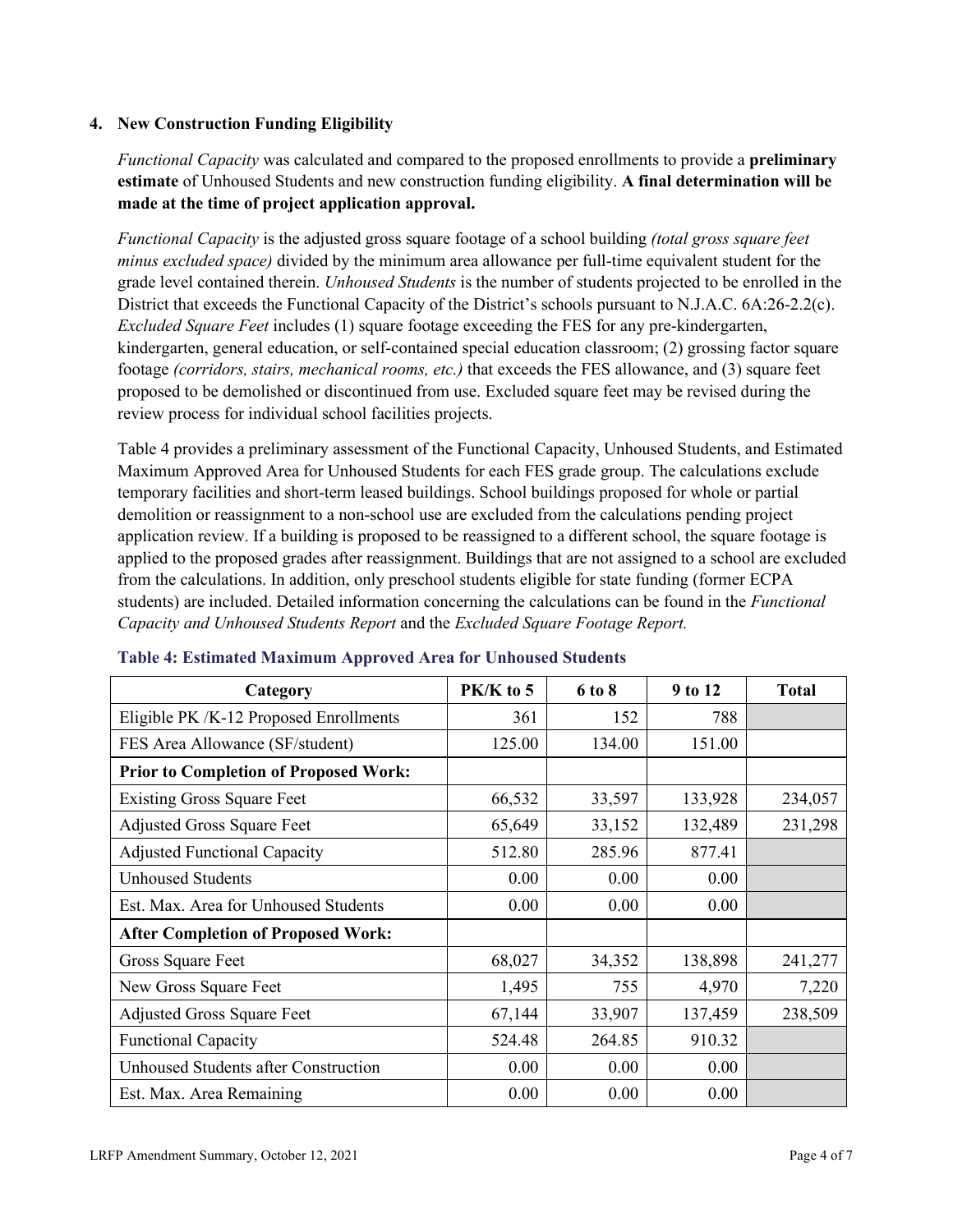## 4. New Construction Funding Eligibility

*Functional Capacity* was calculated and compared to the proposed enrollments to provide a **preliminary estimate** of Unhoused Students and new construction funding eligibility. **A final determination will be made at the time of project application approval.**

*Functional Capacity* is the adjusted gross square footage of a school building *(total gross square feet minus excluded space)* divided by the minimum area allowance per full-time equivalent student for the grade level contained therein. *Unhoused Students* is the number of students projected to be enrolled in the District that exceeds the Functional Capacity of the District's schools pursuant to N.J.A.C. 6A:26-2.2(c). *Excluded Square Feet* includes (1) square footage exceeding the FES for any pre-kindergarten, kindergarten, general education, or self-contained special education classroom; (2) grossing factor square footage *(corridors, stairs, mechanical rooms, etc.)* that exceeds the FES allowance, and (3) square feet proposed to be demolished or discontinued from use. Excluded square feet may be revised during the review process for individual school facilities projects.

Table 4 provides a preliminary assessment of the Functional Capacity, Unhoused Students, and Estimated Maximum Approved Area for Unhoused Students for each FES grade group. The calculations exclude temporary facilities and short-term leased buildings. School buildings proposed for whole or partial demolition or reassignment to a non-school use are excluded from the calculations pending project application review. If a building is proposed to be reassigned to a different school, the square footage is applied to the proposed grades after reassignment. Buildings that are not assigned to a school are excluded from the calculations. In addition, only preschool students eligible for state funding (former ECPA students) are included. Detailed information concerning the calculations can be found in the *Functional Capacity and Unhoused Students Report* and the *Excluded Square Footage Report.*

**Table 4: Estimated Maximum Approved Area for Unhoused Students**

| Category | PK/K to 5 | 6 to 8 | 9 to 12 | Total |
|---|---|---|---|---|
| Eligible PK /K-12 Proposed Enrollments | 361 | 152 | 788 | |
| FES Area Allowance (SF/student) | 125.00 | 134.00 | 151.00 | |
| **Prior to Completion of Proposed Work:** | | | | |
| Existing Gross Square Feet | 66,532 | 33,597 | 133,928 | 234,057 |
| Adjusted Gross Square Feet | 65,649 | 33,152 | 132,489 | 231,298 |
| Adjusted Functional Capacity | 512.80 | 285.96 | 877.41 | |
| Unhoused Students | 0.00 | 0.00 | 0.00 | |
| Est. Max. Area for Unhoused Students | 0.00 | 0.00 | 0.00 | |
| **After Completion of Proposed Work:** | | | | |
| Gross Square Feet | 68,027 | 34,352 | 138,898 | 241,277 |
| New Gross Square Feet | 1,495 | 755 | 4,970 | 7,220 |
| Adjusted Gross Square Feet | 67,144 | 33,907 | 137,459 | 238,509 |
| Functional Capacity | 524.48 | 264.85 | 910.32 | |
| Unhoused Students after Construction | 0.00 | 0.00 | 0.00 | |
| Est. Max. Area Remaining | 0.00 | 0.00 | 0.00 | |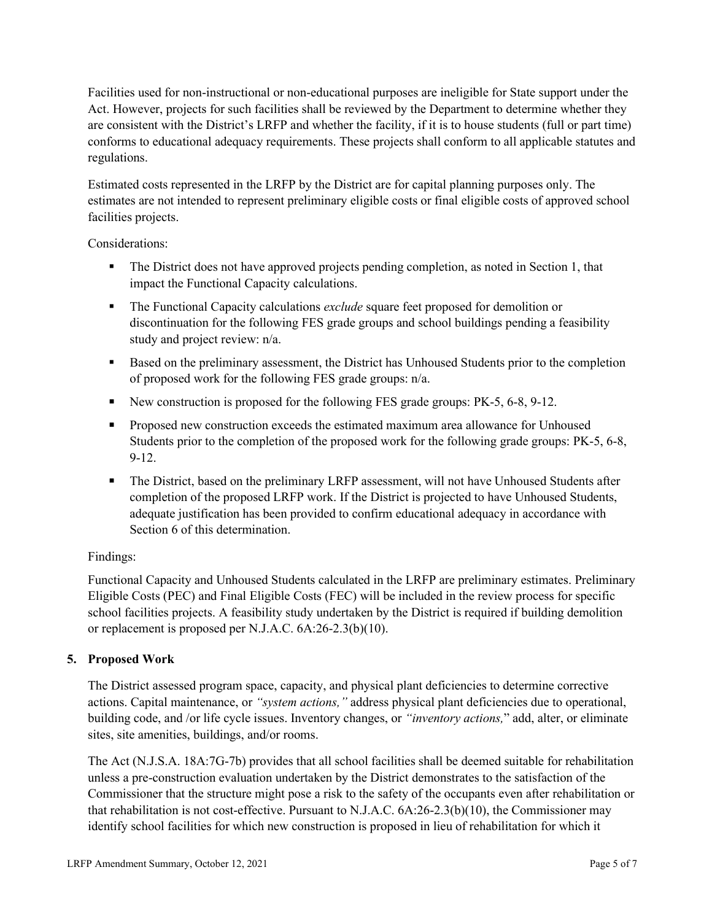Facilities used for non-instructional or non-educational purposes are ineligible for State support under the Act. However, projects for such facilities shall be reviewed by the Department to determine whether they are consistent with the District's LRFP and whether the facility, if it is to house students (full or part time) conforms to educational adequacy requirements. These projects shall conform to all applicable statutes and regulations.

Estimated costs represented in the LRFP by the District are for capital planning purposes only. The estimates are not intended to represent preliminary eligible costs or final eligible costs of approved school facilities projects.

Considerations:

- The District does not have approved projects pending completion, as noted in Section 1, that impact the Functional Capacity calculations.
- The Functional Capacity calculations *exclude* square feet proposed for demolition or discontinuation for the following FES grade groups and school buildings pending a feasibility study and project review: n/a.
- Based on the preliminary assessment, the District has Unhoused Students prior to the completion of proposed work for the following FES grade groups: n/a.
- New construction is proposed for the following FES grade groups: PK-5, 6-8, 9-12.
- Proposed new construction exceeds the estimated maximum area allowance for Unhoused Students prior to the completion of the proposed work for the following grade groups: PK-5, 6-8, 9-12.
- The District, based on the preliminary LRFP assessment, will not have Unhoused Students after completion of the proposed LRFP work. If the District is projected to have Unhoused Students, adequate justification has been provided to confirm educational adequacy in accordance with Section 6 of this determination.

Findings:

Functional Capacity and Unhoused Students calculated in the LRFP are preliminary estimates. Preliminary Eligible Costs (PEC) and Final Eligible Costs (FEC) will be included in the review process for specific school facilities projects. A feasibility study undertaken by the District is required if building demolition or replacement is proposed per N.J.A.C. 6A:26-2.3(b)(10).

## 5. Proposed Work

The District assessed program space, capacity, and physical plant deficiencies to determine corrective actions. Capital maintenance, or *"system actions,"* address physical plant deficiencies due to operational, building code, and /or life cycle issues. Inventory changes, or *"inventory actions,"* add, alter, or eliminate sites, site amenities, buildings, and/or rooms.

The Act (N.J.S.A. 18A:7G-7b) provides that all school facilities shall be deemed suitable for rehabilitation unless a pre-construction evaluation undertaken by the District demonstrates to the satisfaction of the Commissioner that the structure might pose a risk to the safety of the occupants even after rehabilitation or that rehabilitation is not cost-effective. Pursuant to N.J.A.C. 6A:26-2.3(b)(10), the Commissioner may identify school facilities for which new construction is proposed in lieu of rehabilitation for which it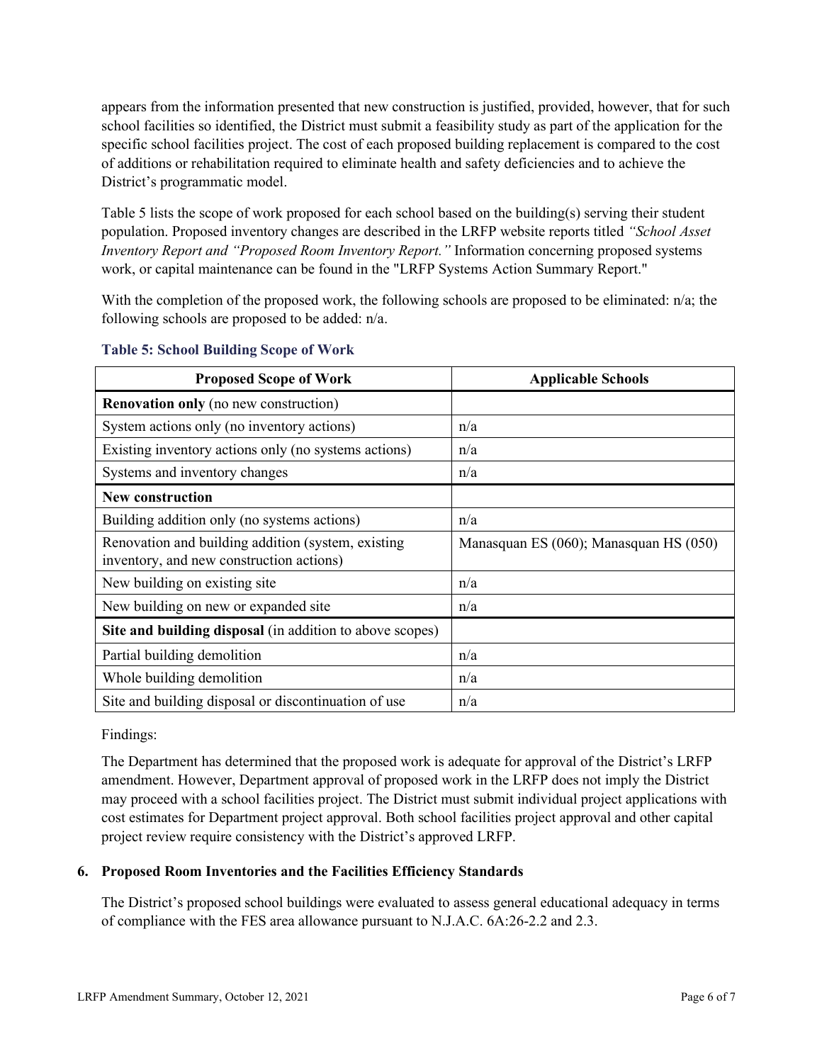appears from the information presented that new construction is justified, provided, however, that for such school facilities so identified, the District must submit a feasibility study as part of the application for the specific school facilities project. The cost of each proposed building replacement is compared to the cost of additions or rehabilitation required to eliminate health and safety deficiencies and to achieve the District's programmatic model.

Table 5 lists the scope of work proposed for each school based on the building(s) serving their student population. Proposed inventory changes are described in the LRFP website reports titled *"School Asset Inventory Report and "Proposed Room Inventory Report."* Information concerning proposed systems work, or capital maintenance can be found in the "LRFP Systems Action Summary Report."

With the completion of the proposed work, the following schools are proposed to be eliminated: n/a; the following schools are proposed to be added: n/a.

### Table 5: School Building Scope of Work

| Proposed Scope of Work | Applicable Schools |
|---|---|
| **Renovation only** (no new construction) | |
| System actions only (no inventory actions) | n/a |
| Existing inventory actions only (no systems actions) | n/a |
| Systems and inventory changes | n/a |
| **New construction** | |
| Building addition only (no systems actions) | n/a |
| Renovation and building addition (system, existing inventory, and new construction actions) | Manasquan ES (060); Manasquan HS (050) |
| New building on existing site | n/a |
| New building on new or expanded site | n/a |
| **Site and building disposal** (in addition to above scopes) | |
| Partial building demolition | n/a |
| Whole building demolition | n/a |
| Site and building disposal or discontinuation of use | n/a |

Findings:

The Department has determined that the proposed work is adequate for approval of the District's LRFP amendment. However, Department approval of proposed work in the LRFP does not imply the District may proceed with a school facilities project. The District must submit individual project applications with cost estimates for Department project approval. Both school facilities project approval and other capital project review require consistency with the District's approved LRFP.

## 6. Proposed Room Inventories and the Facilities Efficiency Standards

The District's proposed school buildings were evaluated to assess general educational adequacy in terms of compliance with the FES area allowance pursuant to N.J.A.C. 6A:26-2.2 and 2.3.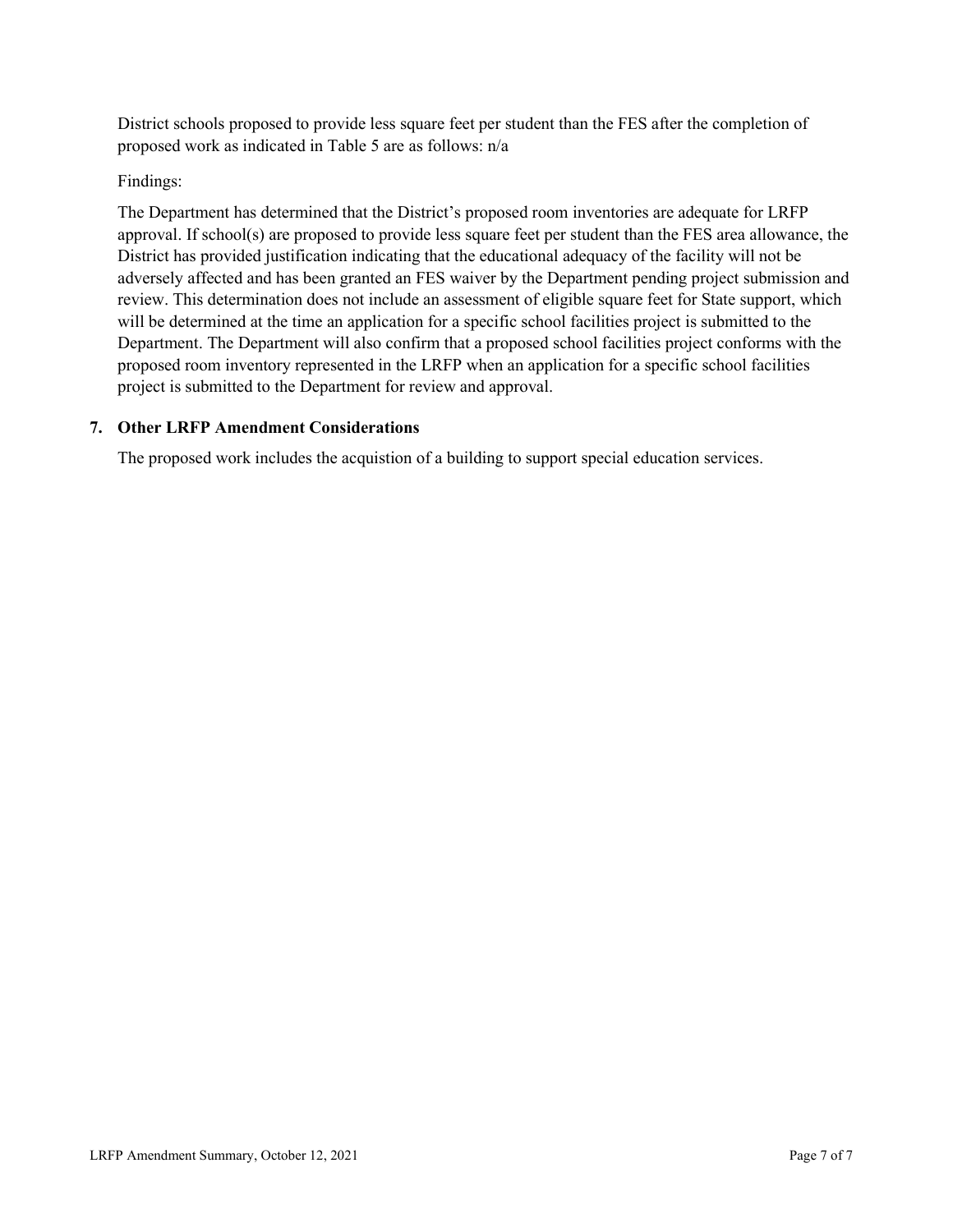District schools proposed to provide less square feet per student than the FES after the completion of proposed work as indicated in Table 5 are as follows: n/a

Findings:

The Department has determined that the District's proposed room inventories are adequate for LRFP approval. If school(s) are proposed to provide less square feet per student than the FES area allowance, the District has provided justification indicating that the educational adequacy of the facility will not be adversely affected and has been granted an FES waiver by the Department pending project submission and review. This determination does not include an assessment of eligible square feet for State support, which will be determined at the time an application for a specific school facilities project is submitted to the Department. The Department will also confirm that a proposed school facilities project conforms with the proposed room inventory represented in the LRFP when an application for a specific school facilities project is submitted to the Department for review and approval.

## 7. Other LRFP Amendment Considerations

The proposed work includes the acquistion of a building to support special education services.